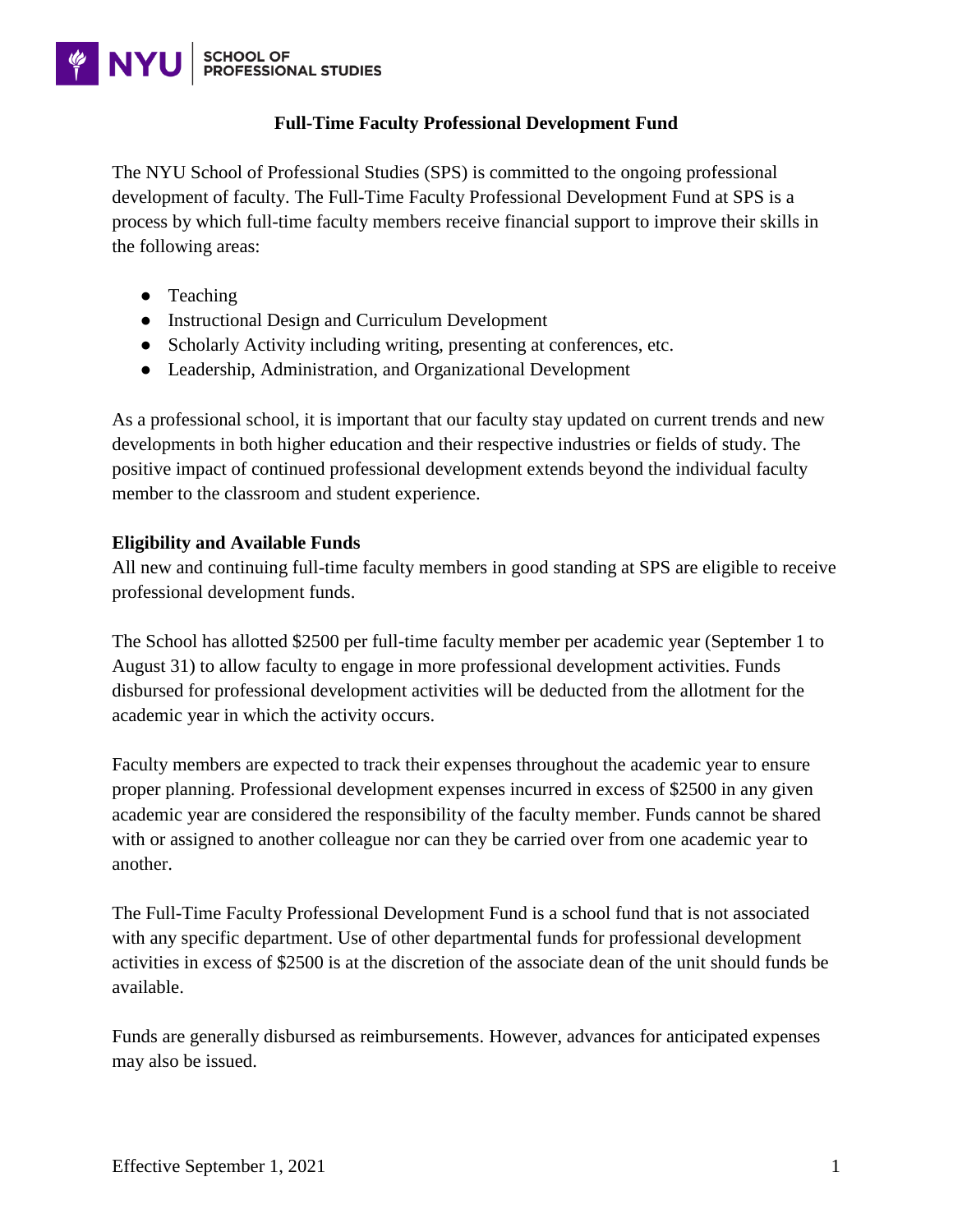# Full-Time Faculty Professional Development Fund

The NYU School of Professional Studies (SPS) is committed to the ongoing professional development of faculty. The Full-Time Faculty Professional Development Fund at SPS is a process by which full-time faculty members receive financial support to improve their skills in the following areas:

- Teaching
- Instructional Design and Curriculum Development
- Scholarly Activity including writing, presenting at conferences, etc.
- Leadership, Administration, and Organizational Development

As a professional school, it is important that our faculty stay updated on current trends and new developments in both higher education and their respective industries or fields of study. The positive impact of continued professional development extends beyond the individual faculty member to the classroom and student experience.

## Eligibility and Available Funds

All new and continuing full-time faculty members in good standing at SPS are eligible to receive professional development funds.

The School has allotted $2500 per full-time faculty member per academic year (September 1 to August 31) to allow faculty to engage in more professional development activities. Funds disbursed for professional development activities will be deducted from the allotment for the academic year in which the activity occurs.

Faculty members are expected to track their expenses throughout the academic year to ensure proper planning. Professional development expenses incurred in excess of $2500 in any given academic year are considered the responsibility of the faculty member. Funds cannot be shared with or assigned to another colleague nor can they be carried over from one academic year to another.

The Full-Time Faculty Professional Development Fund is a school fund that is not associated with any specific department. Use of other departmental funds for professional development activities in excess of $2500 is at the discretion of the associate dean of the unit should funds be available.

Funds are generally disbursed as reimbursements. However, advances for anticipated expenses may also be issued.

Effective September 1, 2021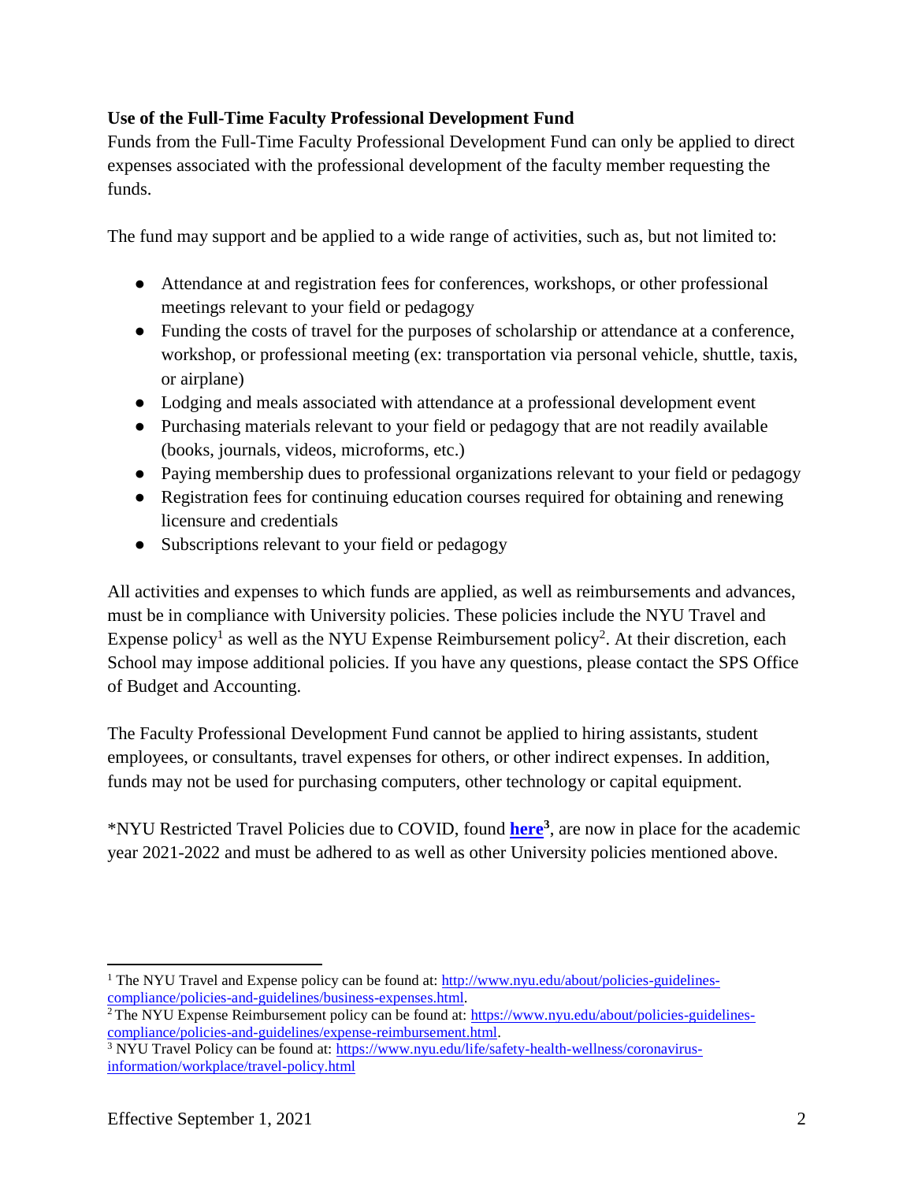**Use of the Full-Time Faculty Professional Development Fund**

Funds from the Full-Time Faculty Professional Development Fund can only be applied to direct expenses associated with the professional development of the faculty member requesting the funds.

The fund may support and be applied to a wide range of activities, such as, but not limited to:

- Attendance at and registration fees for conferences, workshops, or other professional meetings relevant to your field or pedagogy
- Funding the costs of travel for the purposes of scholarship or attendance at a conference, workshop, or professional meeting (ex: transportation via personal vehicle, shuttle, taxis, or airplane)
- Lodging and meals associated with attendance at a professional development event
- Purchasing materials relevant to your field or pedagogy that are not readily available (books, journals, videos, microforms, etc.)
- Paying membership dues to professional organizations relevant to your field or pedagogy
- Registration fees for continuing education courses required for obtaining and renewing licensure and credentials
- Subscriptions relevant to your field or pedagogy

All activities and expenses to which funds are applied, as well as reimbursements and advances, must be in compliance with University policies. These policies include the NYU Travel and Expense policy[1] as well as the NYU Expense Reimbursement policy[2]. At their discretion, each School may impose additional policies. If you have any questions, please contact the SPS Office of Budget and Accounting.

The Faculty Professional Development Fund cannot be applied to hiring assistants, student employees, or consultants, travel expenses for others, or other indirect expenses. In addition, funds may not be used for purchasing computers, other technology or capital equipment.

*NYU Restricted Travel Policies due to COVID, found **here**[3], are now in place for the academic year 2021-2022 and must be adhered to as well as other University policies mentioned above.

---

[1] The NYU Travel and Expense policy can be found at: http://www.nyu.edu/about/policies-guidelines-compliance/policies-and-guidelines/business-expenses.html.

[2] The NYU Expense Reimbursement policy can be found at: https://www.nyu.edu/about/policies-guidelines-compliance/policies-and-guidelines/expense-reimbursement.html.

[3] NYU Travel Policy can be found at: https://www.nyu.edu/life/safety-health-wellness/coronavirus-information/workplace/travel-policy.html

Effective September 1, 2021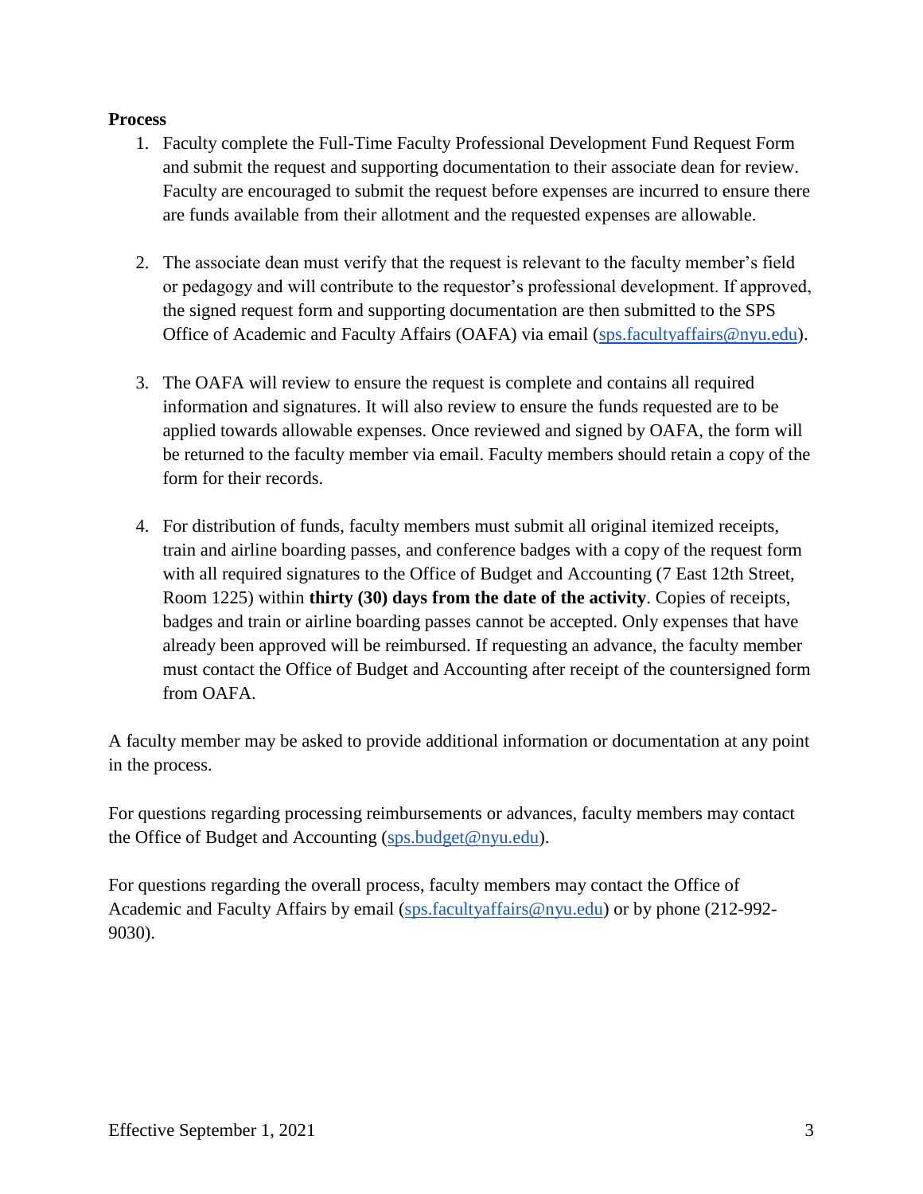**Process**

1. Faculty complete the Full-Time Faculty Professional Development Fund Request Form and submit the request and supporting documentation to their associate dean for review. Faculty are encouraged to submit the request before expenses are incurred to ensure there are funds available from their allotment and the requested expenses are allowable.

2. The associate dean must verify that the request is relevant to the faculty member's field or pedagogy and will contribute to the requestor's professional development. If approved, the signed request form and supporting documentation are then submitted to the SPS Office of Academic and Faculty Affairs (OAFA) via email (sps.facultyaffairs@nyu.edu).

3. The OAFA will review to ensure the request is complete and contains all required information and signatures. It will also review to ensure the funds requested are to be applied towards allowable expenses. Once reviewed and signed by OAFA, the form will be returned to the faculty member via email. Faculty members should retain a copy of the form for their records.

4. For distribution of funds, faculty members must submit all original itemized receipts, train and airline boarding passes, and conference badges with a copy of the request form with all required signatures to the Office of Budget and Accounting (7 East 12th Street, Room 1225) within **thirty (30) days from the date of the activity**. Copies of receipts, badges and train or airline boarding passes cannot be accepted. Only expenses that have already been approved will be reimbursed. If requesting an advance, the faculty member must contact the Office of Budget and Accounting after receipt of the countersigned form from OAFA.

A faculty member may be asked to provide additional information or documentation at any point in the process.

For questions regarding processing reimbursements or advances, faculty members may contact the Office of Budget and Accounting (sps.budget@nyu.edu).

For questions regarding the overall process, faculty members may contact the Office of Academic and Faculty Affairs by email (sps.facultyaffairs@nyu.edu) or by phone (212-992-9030).

Effective September 1, 2021